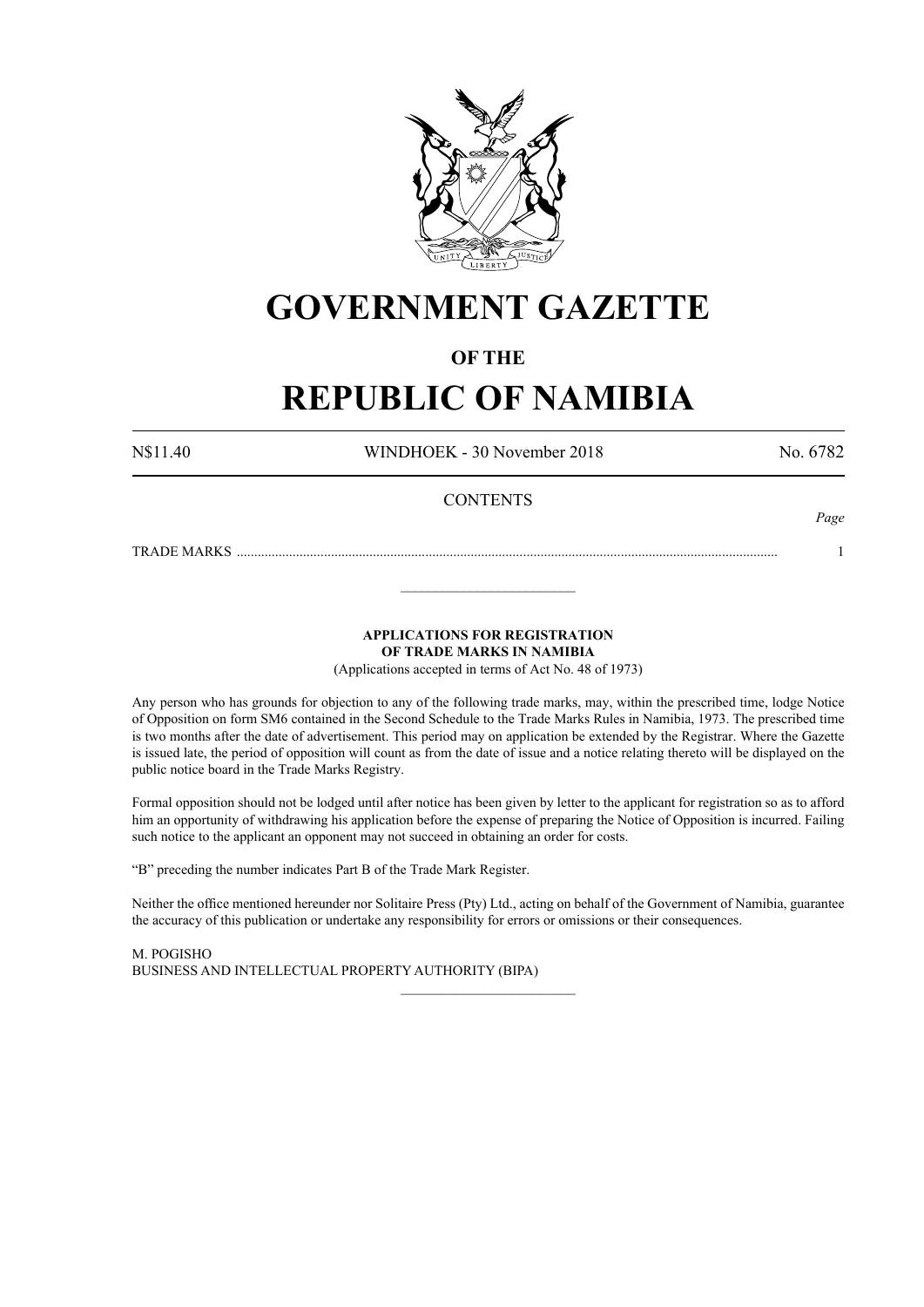# GOVERNMENT GAZETTE

## OF THE

# REPUBLIC OF NAMIBIA

N$11.40 WINDHOEK - 30 November 2018 No. 6782

CONTENTS

| | *Page* |
|---|---|
| TRADE MARKS ........................................................................................................................................................ | 1 |

---

**APPLICATIONS FOR REGISTRATION OF TRADE MARKS IN NAMIBIA**

(Applications accepted in terms of Act No. 48 of 1973)

Any person who has grounds for objection to any of the following trade marks, may, within the prescribed time, lodge Notice of Opposition on form SM6 contained in the Second Schedule to the Trade Marks Rules in Namibia, 1973. The prescribed time is two months after the date of advertisement. This period may on application be extended by the Registrar. Where the Gazette is issued late, the period of opposition will count as from the date of issue and a notice relating thereto will be displayed on the public notice board in the Trade Marks Registry.

Formal opposition should not be lodged until after notice has been given by letter to the applicant for registration so as to afford him an opportunity of withdrawing his application before the expense of preparing the Notice of Opposition is incurred. Failing such notice to the applicant an opponent may not succeed in obtaining an order for costs.

"B" preceding the number indicates Part B of the Trade Mark Register.

Neither the office mentioned hereunder nor Solitaire Press (Pty) Ltd., acting on behalf of the Government of Namibia, guarantee the accuracy of this publication or undertake any responsibility for errors or omissions or their consequences.

M. POGISHO
BUSINESS AND INTELLECTUAL PROPERTY AUTHORITY (BIPA)

---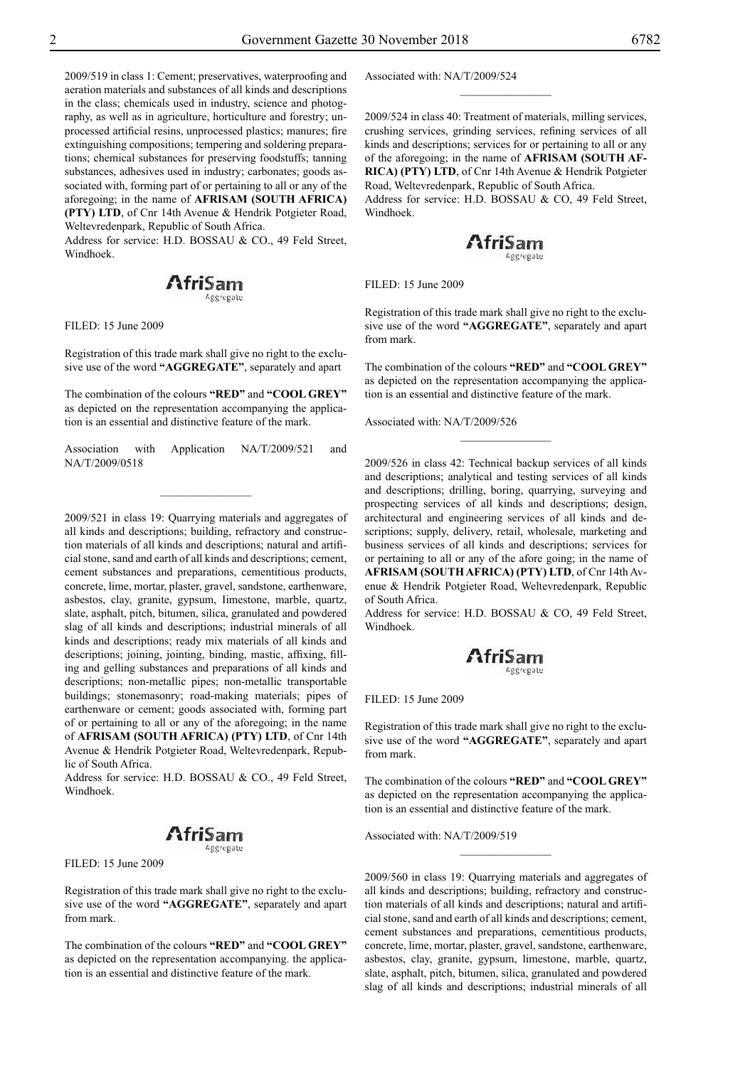2009/519 in class 1: Cement; preservatives, waterproofing and aeration materials and substances of all kinds and descriptions in the class; chemicals used in industry, science and photography, as well as in agriculture, horticulture and forestry; unprocessed artificial resins, unprocessed plastics; manures; fire extinguishing compositions; tempering and soldering preparations; chemical substances for preserving foodstuffs; tanning substances, adhesives used in industry; carbonates; goods associated with, forming part of or pertaining to all or any of the aforegoing; in the name of **AFRISAM (SOUTH AFRICA) (PTY) LTD**, of Cnr 14th Avenue & Hendrik Potgieter Road, Weltevredenpark, Republic of South Africa.
Address for service: H.D. BOSSAU & CO., 49 Feld Street, Windhoek.

AfriSam
Aggregate

FILED: 15 June 2009

Registration of this trade mark shall give no right to the exclusive use of the word **"AGGREGATE"**, separately and apart

The combination of the colours **"RED"** and **"COOL GREY"** as depicted on the representation accompanying the application is an essential and distinctive feature of the mark.

Association with Application NA/T/2009/521 and NA/T/2009/0518

---

2009/521 in class 19: Quarrying materials and aggregates of all kinds and descriptions; building, refractory and construction materials of all kinds and descriptions; natural and artificial stone, sand and earth of all kinds and descriptions; cement, cement substances and preparations, cementitious products, concrete, lime, mortar, plaster, gravel, sandstone, earthenware, asbestos, clay, granite, gypsum, Iimestone, marble, quartz, slate, asphalt, pitch, bitumen, silica, granulated and powdered slag of all kinds and descriptions; industrial minerals of all kinds and descriptions; ready mix materials of all kinds and descriptions; joining, jointing, binding, mastic, affixing, filling and gelling substances and preparations of all kinds and descriptions; non-metallic pipes; non-metallic transportable buildings; stonemasonry; road-making materials; pipes of earthenware or cement; goods associated with, forming part of or pertaining to all or any of the aforegoing; in the name of **AFRISAM (SOUTH AFRICA) (PTY) LTD**, of Cnr 14th Avenue & Hendrik Potgieter Road, Weltevredenpark, Republic of South Africa.
Address for service: H.D. BOSSAU & CO., 49 Feld Street, Windhoek.

AfriSam
Aggregate

FILED: 15 June 2009

Registration of this trade mark shall give no right to the exclusive use of the word **"AGGREGATE"**, separately and apart from mark.

The combination of the colours **"RED"** and **"COOL GREY"** as depicted on the representation accompanying. the application is an essential and distinctive feature of the mark.

Associated with: NA/T/2009/524

---

2009/524 in class 40: Treatment of materials, milling services, crushing services, grinding services, refining services of all kinds and descriptions; services for or pertaining to all or any of the aforegoing; in the name of **AFRISAM (SOUTH AFRICA) (PTY) LTD**, of Cnr 14th Avenue & Hendrik Potgieter Road, Weltevredenpark, Republic of South Africa.
Address for service: H.D. BOSSAU & CO, 49 Feld Street, Windhoek.

AfriSam
Aggregate

FILED: 15 June 2009

Registration of this trade mark shall give no right to the exclusive use of the word **"AGGREGATE"**, separately and apart from mark.

The combination of the colours **"RED"** and **"COOL GREY"** as depicted on the representation accompanying the application is an essential and distinctive feature of the mark.

Associated with: NA/T/2009/526

---

2009/526 in class 42: Technical backup services of all kinds and descriptions; analytical and testing services of all kinds and descriptions; drilling, boring, quarrying, surveying and prospecting services of all kinds and descriptions; design, architectural and engineering services of all kinds and descriptions; supply, delivery, retail, wholesale, marketing and business services of all kinds and descriptions; services for or pertaining to all or any of the afore going; in the name of **AFRISAM (SOUTH AFRICA) (PTY) LTD**, of Cnr 14th Avenue & Hendrik Potgieter Road, Weltevredenpark, Republic of South Africa.
Address for service: H.D. BOSSAU & CO, 49 Feld Street, Windhoek.

AfriSam
Aggregate

FILED: 15 June 2009

Registration of this trade mark shall give no right to the exclusive use of the word **"AGGREGATE"**, separately and apart from mark.

The combination of the colours **"RED"** and **"COOL GREY"** as depicted on the representation accompanying the application is an essential and distinctive feature of the mark.

Associated with: NA/T/2009/519

---

2009/560 in class 19: Quarrying materials and aggregates of all kinds and descriptions; building, refractory and construction materials of all kinds and descriptions; natural and artificial stone, sand and earth of all kinds and descriptions; cement, cement substances and preparations, cementitious products, concrete, lime, mortar, plaster, gravel, sandstone, earthenware, asbestos, clay, granite, gypsum, limestone, marble, quartz, slate, asphalt, pitch, bitumen, silica, granulated and powdered slag of all kinds and descriptions; industrial minerals of all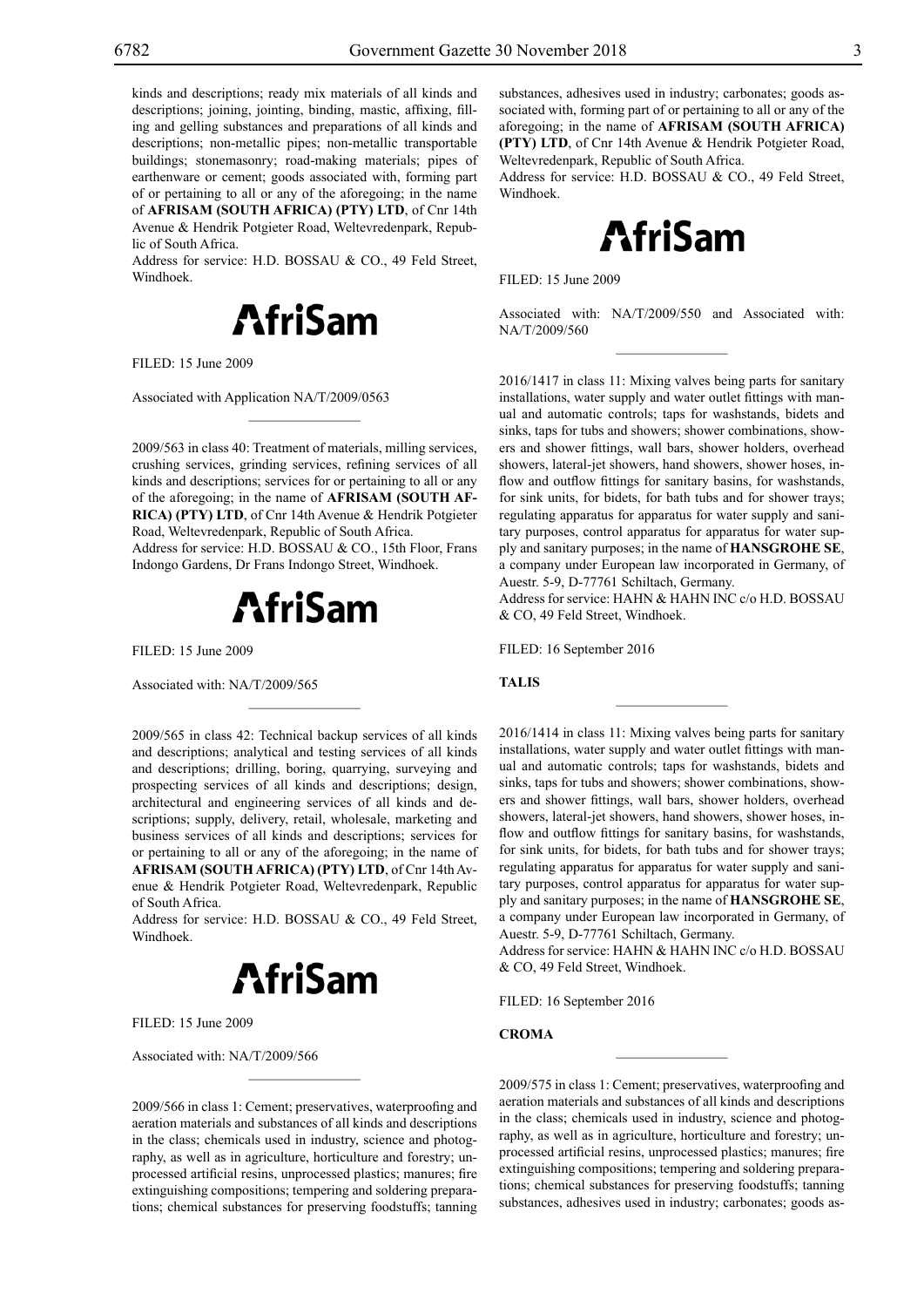kinds and descriptions; ready mix materials of all kinds and descriptions; joining, jointing, binding, mastic, affixing, filling and gelling substances and preparations of all kinds and descriptions; non-metallic pipes; non-metallic transportable buildings; stonemasonry; road-making materials; pipes of earthenware or cement; goods associated with, forming part of or pertaining to all or any of the aforegoing; in the name of **AFRISAM (SOUTH AFRICA) (PTY) LTD**, of Cnr 14th Avenue & Hendrik Potgieter Road, Weltevredenpark, Republic of South Africa.

Address for service: H.D. BOSSAU & CO., 49 Feld Street, Windhoek.

**AfriSam**

FILED: 15 June 2009

Associated with Application NA/T/2009/0563

---

2009/563 in class 40: Treatment of materials, milling services, crushing services, grinding services, refining services of all kinds and descriptions; services for or pertaining to all or any of the aforegoing; in the name of **AFRISAM (SOUTH AFRICA) (PTY) LTD**, of Cnr 14th Avenue & Hendrik Potgieter Road, Weltevredenpark, Republic of South Africa.

Address for service: H.D. BOSSAU & CO., 15th Floor, Frans Indongo Gardens, Dr Frans Indongo Street, Windhoek.

**AfriSam**

FILED: 15 June 2009

Associated with: NA/T/2009/565

---

2009/565 in class 42: Technical backup services of all kinds and descriptions; analytical and testing services of all kinds and descriptions; drilling, boring, quarrying, surveying and prospecting services of all kinds and descriptions; design, architectural and engineering services of all kinds and descriptions; supply, delivery, retail, wholesale, marketing and business services of all kinds and descriptions; services for or pertaining to all or any of the aforegoing; in the name of **AFRISAM (SOUTH AFRICA) (PTY) LTD**, of Cnr 14th Avenue & Hendrik Potgieter Road, Weltevredenpark, Republic of South Africa.

Address for service: H.D. BOSSAU & CO., 49 Feld Street, Windhoek.

**AfriSam**

FILED: 15 June 2009

Associated with: NA/T/2009/566

---

2009/566 in class 1: Cement; preservatives, waterproofing and aeration materials and substances of all kinds and descriptions in the class; chemicals used in industry, science and photography, as well as in agriculture, horticulture and forestry; unprocessed artificial resins, unprocessed plastics; manures; fire extinguishing compositions; tempering and soldering preparations; chemical substances for preserving foodstuffs; tanning substances, adhesives used in industry; carbonates; goods associated with, forming part of or pertaining to all or any of the aforegoing; in the name of **AFRISAM (SOUTH AFRICA) (PTY) LTD**, of Cnr 14th Avenue & Hendrik Potgieter Road, Weltevredenpark, Republic of South Africa.

Address for service: H.D. BOSSAU & CO., 49 Feld Street, Windhoek.

**AfriSam**

FILED: 15 June 2009

Associated with: NA/T/2009/550 and Associated with: NA/T/2009/560

---

2016/1417 in class 11: Mixing valves being parts for sanitary installations, water supply and water outlet fittings with manual and automatic controls; taps for washstands, bidets and sinks, taps for tubs and showers; shower combinations, showers and shower fittings, wall bars, shower holders, overhead showers, lateral-jet showers, hand showers, shower hoses, inflow and outflow fittings for sanitary basins, for washstands, for sink units, for bidets, for bath tubs and for shower trays; regulating apparatus for apparatus for water supply and sanitary purposes, control apparatus for apparatus for water supply and sanitary purposes; in the name of **HANSGROHE SE**, a company under European law incorporated in Germany, of Auestr. 5-9, D-77761 Schiltach, Germany.

Address for service: HAHN & HAHN INC c/o H.D. BOSSAU & CO, 49 Feld Street, Windhoek.

FILED: 16 September 2016

**TALIS**

---

2016/1414 in class 11: Mixing valves being parts for sanitary installations, water supply and water outlet fittings with manual and automatic controls; taps for washstands, bidets and sinks, taps for tubs and showers; shower combinations, showers and shower fittings, wall bars, shower holders, overhead showers, lateral-jet showers, hand showers, shower hoses, inflow and outflow fittings for sanitary basins, for washstands, for sink units, for bidets, for bath tubs and for shower trays; regulating apparatus for apparatus for water supply and sanitary purposes, control apparatus for apparatus for water supply and sanitary purposes; in the name of **HANSGROHE SE**, a company under European law incorporated in Germany, of Auestr. 5-9, D-77761 Schiltach, Germany.

Address for service: HAHN & HAHN INC c/o H.D. BOSSAU & CO, 49 Feld Street, Windhoek.

FILED: 16 September 2016

**CROMA**

---

2009/575 in class 1: Cement; preservatives, waterproofing and aeration materials and substances of all kinds and descriptions in the class; chemicals used in industry, science and photography, as well as in agriculture, horticulture and forestry; unprocessed artificial resins, unprocessed plastics; manures; fire extinguishing compositions; tempering and soldering preparations; chemical substances for preserving foodstuffs; tanning substances, adhesives used in industry; carbonates; goods as-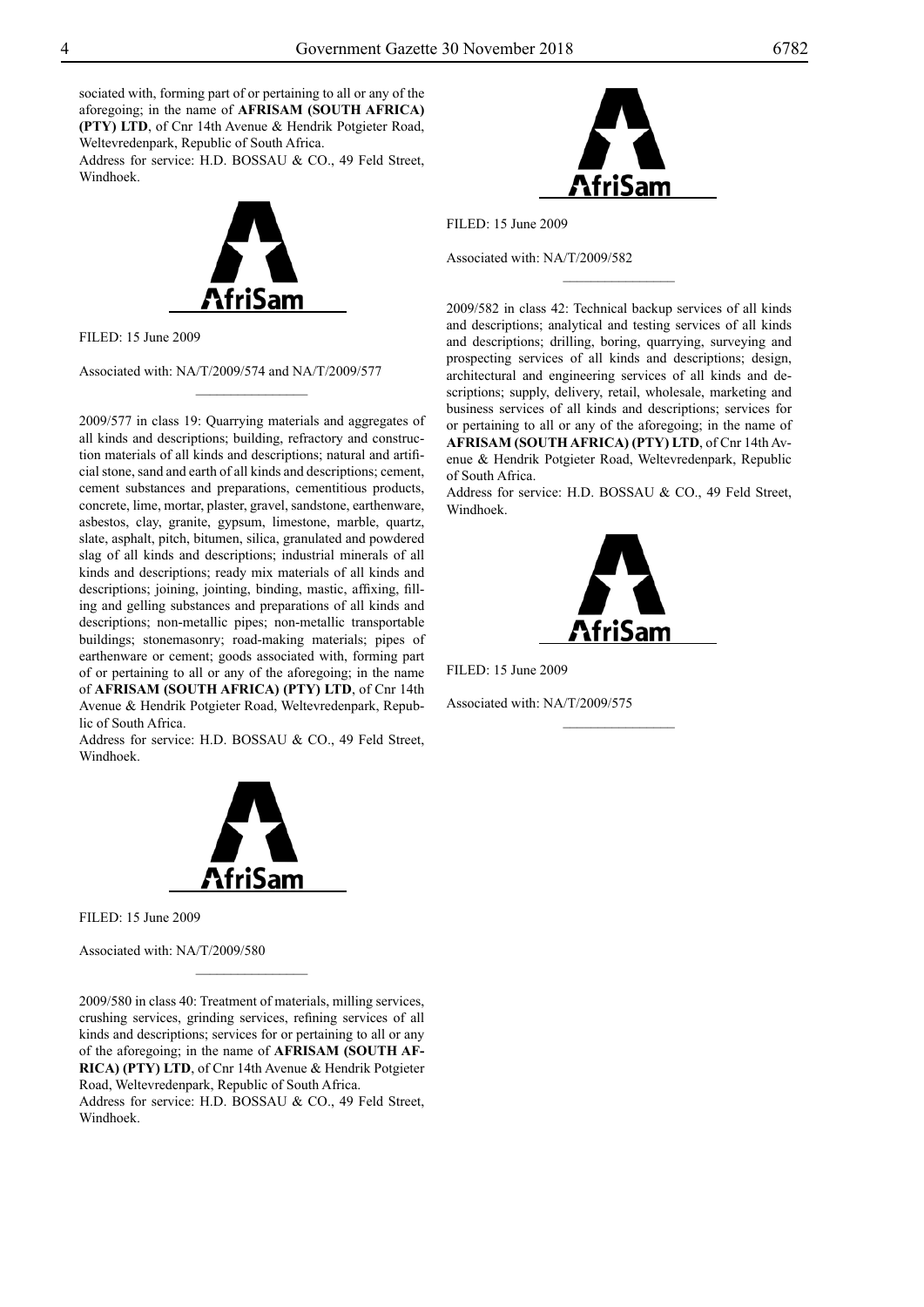sociated with, forming part of or pertaining to all or any of the aforegoing; in the name of **AFRISAM (SOUTH AFRICA) (PTY) LTD**, of Cnr 14th Avenue & Hendrik Potgieter Road, Weltevredenpark, Republic of South Africa.

Address for service: H.D. BOSSAU & CO., 49 Feld Street, Windhoek.

AfriSam

FILED: 15 June 2009

Associated with: NA/T/2009/574 and NA/T/2009/577

---

2009/577 in class 19: Quarrying materials and aggregates of all kinds and descriptions; building, refractory and construction materials of all kinds and descriptions; natural and artificial stone, sand and earth of all kinds and descriptions; cement, cement substances and preparations, cementitious products, concrete, lime, mortar, plaster, gravel, sandstone, earthenware, asbestos, clay, granite, gypsum, limestone, marble, quartz, slate, asphalt, pitch, bitumen, silica, granulated and powdered slag of all kinds and descriptions; industrial minerals of all kinds and descriptions; ready mix materials of all kinds and descriptions; joining, jointing, binding, mastic, affixing, filling and gelling substances and preparations of all kinds and descriptions; non-metallic pipes; non-metallic transportable buildings; stonemasonry; road-making materials; pipes of earthenware or cement; goods associated with, forming part of or pertaining to all or any of the aforegoing; in the name of **AFRISAM (SOUTH AFRICA) (PTY) LTD**, of Cnr 14th Avenue & Hendrik Potgieter Road, Weltevredenpark, Republic of South Africa.

Address for service: H.D. BOSSAU & CO., 49 Feld Street, Windhoek.

AfriSam

FILED: 15 June 2009

Associated with: NA/T/2009/580

---

2009/580 in class 40: Treatment of materials, milling services, crushing services, grinding services, refining services of all kinds and descriptions; services for or pertaining to all or any of the aforegoing; in the name of **AFRISAM (SOUTH AFRICA) (PTY) LTD**, of Cnr 14th Avenue & Hendrik Potgieter Road, Weltevredenpark, Republic of South Africa.

Address for service: H.D. BOSSAU & CO., 49 Feld Street, Windhoek.

AfriSam

FILED: 15 June 2009

Associated with: NA/T/2009/582

---

2009/582 in class 42: Technical backup services of all kinds and descriptions; analytical and testing services of all kinds and descriptions; drilling, boring, quarrying, surveying and prospecting services of all kinds and descriptions; design, architectural and engineering services of all kinds and descriptions; supply, delivery, retail, wholesale, marketing and business services of all kinds and descriptions; services for or pertaining to all or any of the aforegoing; in the name of **AFRISAM (SOUTH AFRICA) (PTY) LTD**, of Cnr 14th Avenue & Hendrik Potgieter Road, Weltevredenpark, Republic of South Africa.

Address for service: H.D. BOSSAU & CO., 49 Feld Street, Windhoek.

AfriSam

FILED: 15 June 2009

Associated with: NA/T/2009/575

---